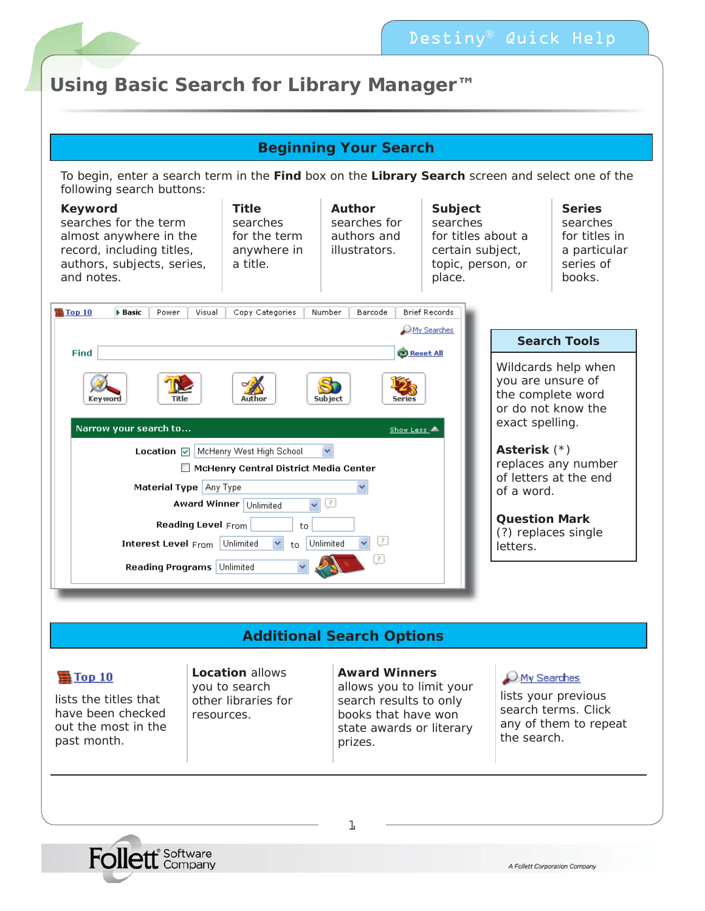# Using Basic Search for Library Manager™

## Beginning Your Search

To begin, enter a search term in the **Find** box on the **Library Search** screen and select one of the following search buttons:

**Keyword** searches for the term almost anywhere in the record, including titles, authors, subjects, series, and notes.

**Title** searches for the term anywhere in a title.

**Author** searches for authors and illustrators.

**Subject** searches for titles about a certain subject, topic, person, or place.

**Series** searches for titles in a particular series of books.

### Search Tools

Wildcards help when you are unsure of the complete word or do not know the exact spelling.

**Asterisk** (*) replaces any number of letters at the end of a word.

**Question Mark** (?) replaces single letters.

## Additional Search Options

**Top 10** lists the titles that have been checked out the most in the past month.

**Location** allows you to search other libraries for resources.

**Award Winners** allows you to limit your search results to only books that have won state awards or literary prizes.

**My Searches** lists your previous search terms. Click any of them to repeat the search.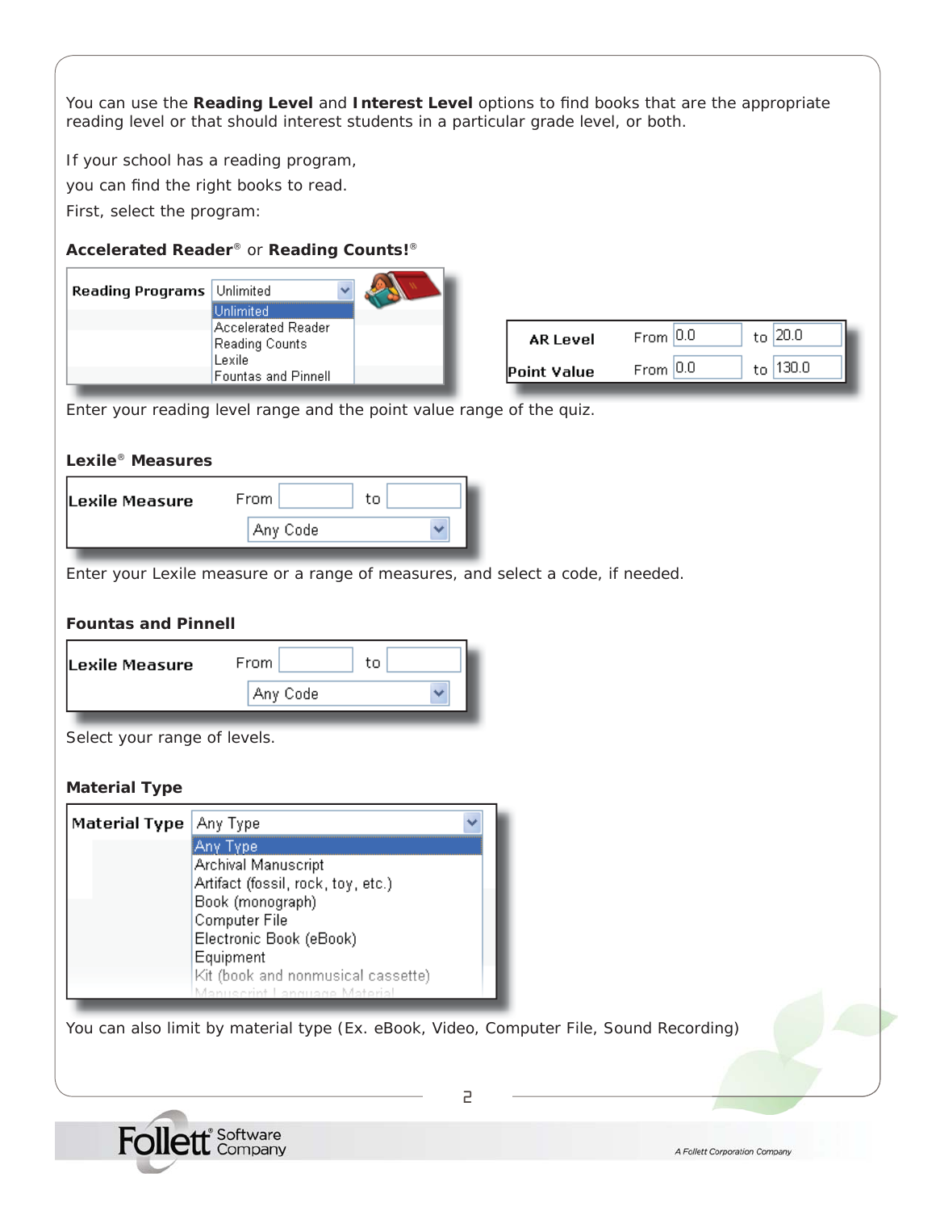You can use the **Reading Level** and **Interest Level** options to find books that are the appropriate reading level or that should interest students in a particular grade level, or both.

If your school has a reading program,

you can find the right books to read.

First, select the program:

**Accelerated Reader**® or **Reading Counts!**®

**Reading Programs** Unlimited

- Unlimited
- Accelerated Reader
- Reading Counts
- Lexile
- Fountas and Pinnell

| | | | | |
|---|---|---|---|---|
| **AR Level** | From | 0.0 | to | 20.0 |
| **Point Value** | From | 0.0 | to | 130.0 |

Enter your reading level and the point value range of the quiz.

**Lexile**® **Measures**

**Lexile Measure** From [ ] to [ ]

Any Code

Enter your Lexile measure or a range of measures, and select a code, if needed.

**Fountas and Pinnell**

**Lexile Measure** From [ ] to [ ]

Any Code

Select your range of levels.

**Material Type**

**Material Type** Any Type

- Any Type
- Archival Manuscript
- Artifact (fossil, rock, toy, etc.)
- Book (monograph)
- Computer File
- Electronic Book (eBook)
- Equipment
- Kit (book and nonmusical cassette)
- Manuscript Language Material

You can also limit by material type (Ex. eBook, Video, Computer File, Sound Recording)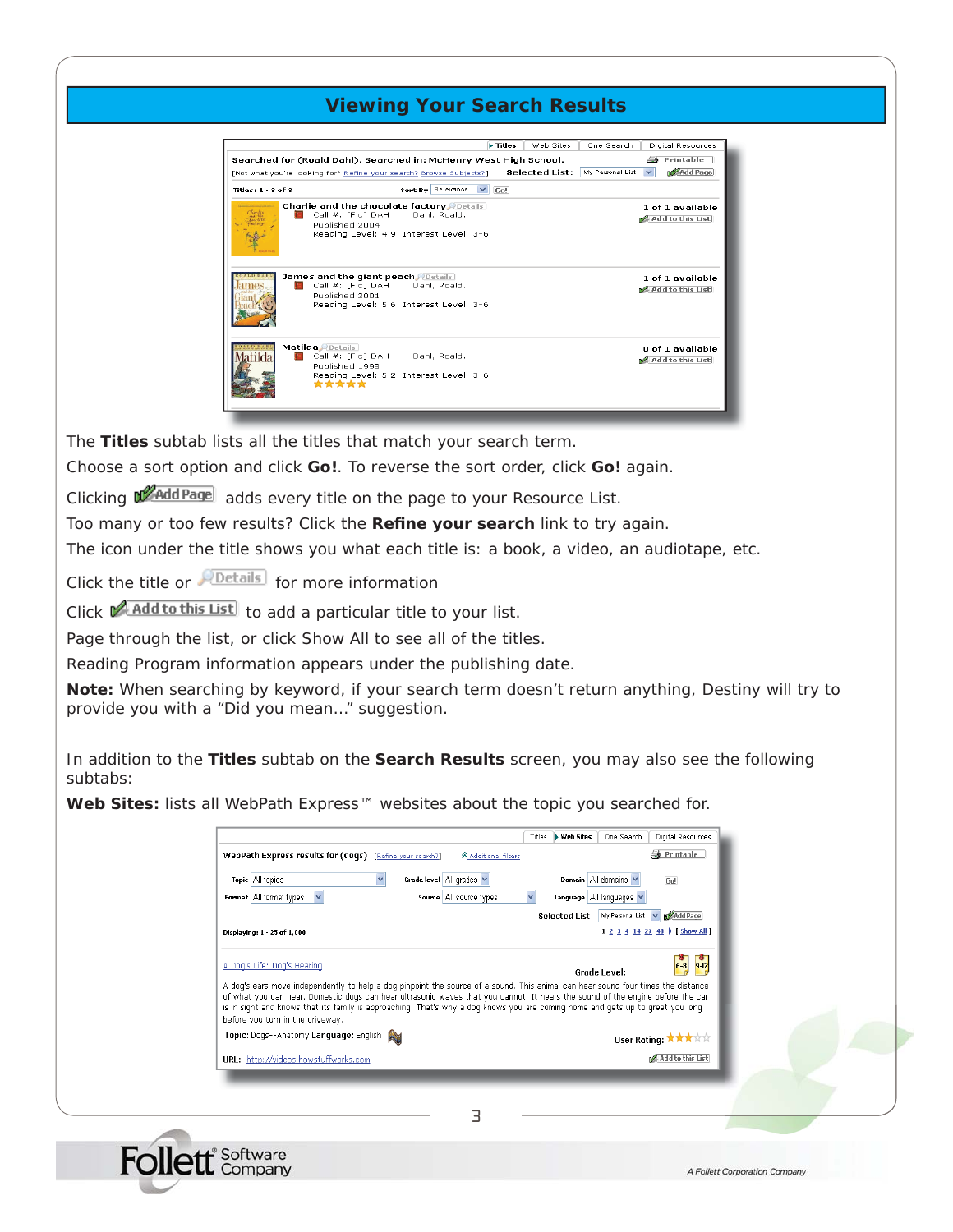## Viewing Your Search Results

The **Titles** subtab lists all the titles that match your search term.

Choose a sort option and click **Go!**. To reverse the sort order, click **Go!** again.

Clicking Add Page adds every title on the page to your Resource List.

Too many or too few results? Click the **Refine your search** link to try again.

The icon under the title shows you what each title is: a book, a video, an audiotape, etc.

Click the title or Details for more information

Click Add to this List to add a particular title to your list.

Page through the list, or click Show All to see all of the titles.

Reading Program information appears under the publishing date.

**Note:** When searching by keyword, if your search term doesn't return anything, Destiny will try to provide you with a "Did you mean…" suggestion.

In addition to the **Titles** subtab on the **Search Results** screen, you may also see the following subtabs:

**Web Sites:** lists all WebPath Express™ websites about the topic you searched for.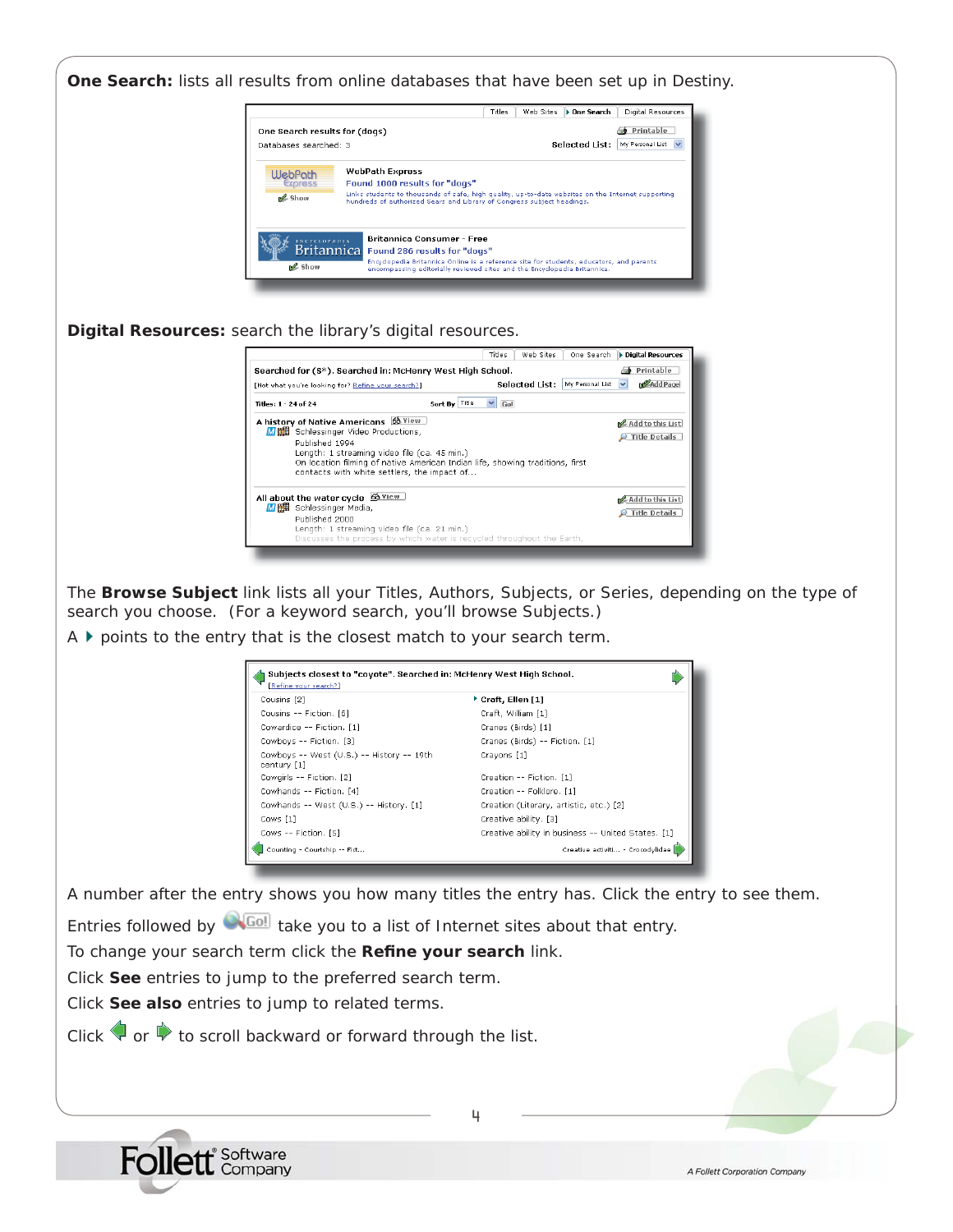**One Search:** lists all results from online databases that have been set up in Destiny.

**Digital Resources:** search the library's digital resources.

The **Browse Subject** link lists all your Titles, Authors, Subjects, or Series, depending on the type of search you choose. (For a keyword search, you'll browse Subjects.)

A ▸ points to the entry that is the closest match to your search term.

A number after the entry shows you how many titles the entry has. Click the entry to see them.

Entries followed by Go! take you to a list of Internet sites about that entry.

To change your search term click the **Refine your search** link.

Click **See** entries to jump to the preferred search term.

Click **See also** entries to jump to related terms.

Click ◀ or ▶ to scroll backward or forward through the list.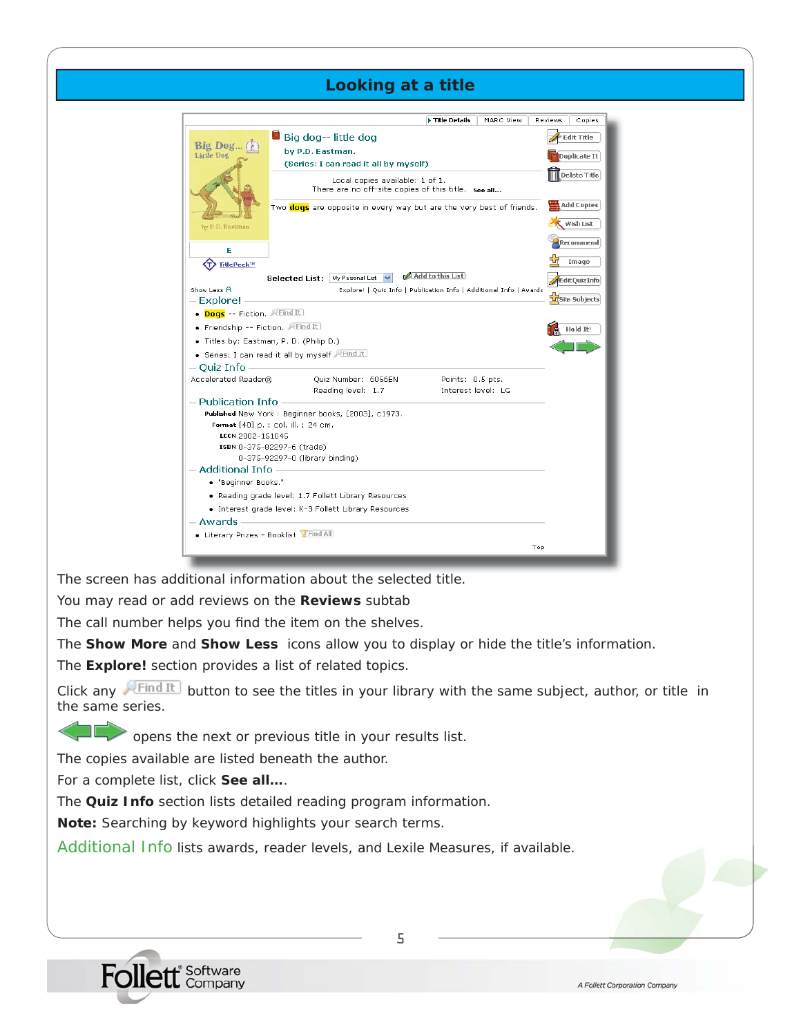# Looking at a title

The screen has additional information about the selected title.

You may read or add reviews on the **Reviews** subtab

The call number helps you find the item on the shelves.

The **Show More** and **Show Less** icons allow you to display or hide the title's information.

The **Explore!** section provides a list of related topics.

Click any Find It button to see the titles in your library with the same subject, author, or title in the same series.

opens the next or previous title in your results list.

The copies available are listed beneath the author.

For a complete list, click **See all…**.

The **Quiz Info** section lists detailed reading program information.

**Note:** Searching by keyword highlights your search terms.

Additional Info lists awards, reader levels, and Lexile Measures, if available.